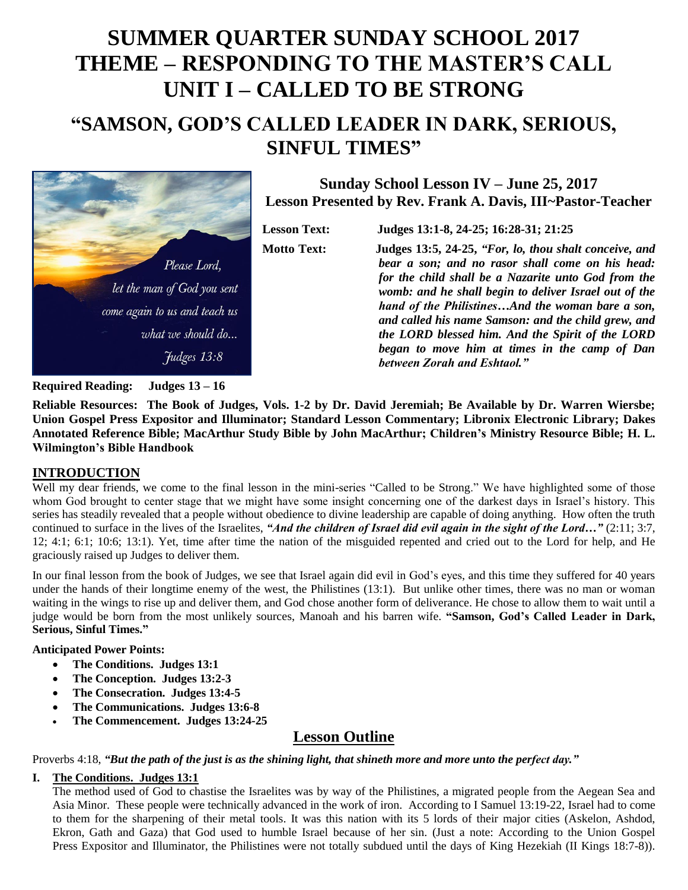# SUMMER QUARTER SUNDAY SCHOOL 2017
# THEME – RESPONDING TO THE MASTER'S CALL
# UNIT I – CALLED TO BE STRONG

## "SAMSON, GOD'S CALLED LEADER IN DARK, SERIOUS, SINFUL TIMES"

*Please Lord, let the man of God you sent come again to us and teach us what we should do... Judges 13:8*

### Sunday School Lesson IV – June 25, 2017
### Lesson Presented by Rev. Frank A. Davis, III~Pastor-Teacher

**Lesson Text:** **Judges 13:1-8, 24-25; 16:28-31; 21:25**

**Motto Text:** **Judges 13:5, 24-25, *"For, lo, thou shalt conceive, and bear a son; and no rasor shall come on his head: for the child shall be a Nazarite unto God from the womb: and he shall begin to deliver Israel out of the hand of the Philistines…And the woman bare a son, and called his name Samson: and the child grew, and the LORD blessed him. And the Spirit of the LORD began to move him at times in the camp of Dan between Zorah and Eshtaol."***

**Required Reading: Judges 13 – 16**

**Reliable Resources: The Book of Judges, Vols. 1-2 by Dr. David Jeremiah; Be Available by Dr. Warren Wiersbe; Union Gospel Press Expositor and Illuminator; Standard Lesson Commentary; Libronix Electronic Library; Dakes Annotated Reference Bible; MacArthur Study Bible by John MacArthur; Children's Ministry Resource Bible; H. L. Wilmington's Bible Handbook**

## INTRODUCTION

Well my dear friends, we come to the final lesson in the mini-series "Called to be Strong." We have highlighted some of those whom God brought to center stage that we might have some insight concerning one of the darkest days in Israel's history. This series has steadily revealed that a people without obedience to divine leadership are capable of doing anything. How often the truth continued to surface in the lives of the Israelites, ***"And the children of Israel did evil again in the sight of the Lord…"*** (2:11; 3:7, 12; 4:1; 6:1; 10:6; 13:1). Yet, time after time the nation of the misguided repented and cried out to the Lord for help, and He graciously raised up Judges to deliver them.

In our final lesson from the book of Judges, we see that Israel again did evil in God's eyes, and this time they suffered for 40 years under the hands of their longtime enemy of the west, the Philistines (13:1). But unlike other times, there was no man or woman waiting in the wings to rise up and deliver them, and God chose another form of deliverance. He chose to allow them to wait until a judge would be born from the most unlikely sources, Manoah and his barren wife. **"Samson, God's Called Leader in Dark, Serious, Sinful Times."**

**Anticipated Power Points:**

- **The Conditions. Judges 13:1**
- **The Conception. Judges 13:2-3**
- **The Consecration. Judges 13:4-5**
- **The Communications. Judges 13:6-8**
- **The Commencement. Judges 13:24-25**

## Lesson Outline

Proverbs 4:18, ***"But the path of the just is as the shining light, that shineth more and more unto the perfect day."***

**I. The Conditions. Judges 13:1**

The method used of God to chastise the Israelites was by way of the Philistines, a migrated people from the Aegean Sea and Asia Minor. These people were technically advanced in the work of iron. According to I Samuel 13:19-22, Israel had to come to them for the sharpening of their metal tools. It was this nation with its 5 lords of their major cities (Askelon, Ashdod, Ekron, Gath and Gaza) that God used to humble Israel because of her sin. (Just a note: According to the Union Gospel Press Expositor and Illuminator, the Philistines were not totally subdued until the days of King Hezekiah (II Kings 18:7-8)).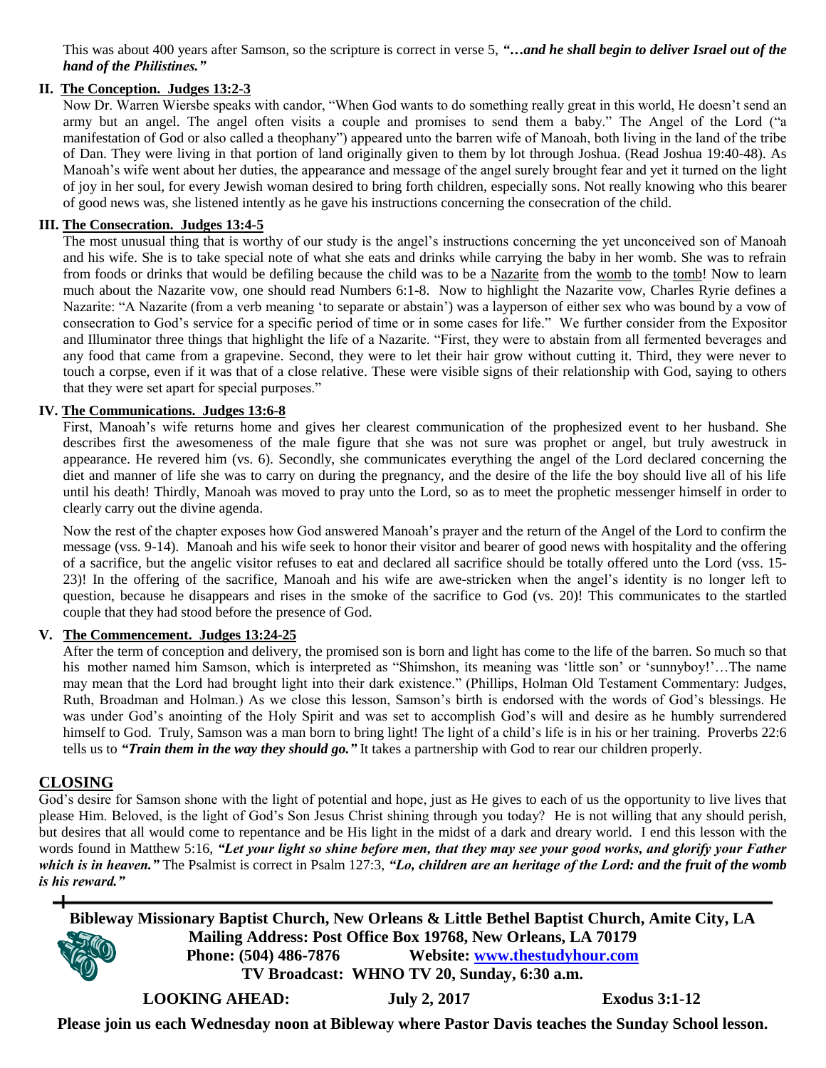This was about 400 years after Samson, so the scripture is correct in verse 5, ***"…and he shall begin to deliver Israel out of the hand of the Philistines."***

**II. The Conception. Judges 13:2-3**

Now Dr. Warren Wiersbe speaks with candor, "When God wants to do something really great in this world, He doesn't send an army but an angel. The angel often visits a couple and promises to send them a baby." The Angel of the Lord ("a manifestation of God or also called a theophany") appeared unto the barren wife of Manoah, both living in the land of the tribe of Dan. They were living in that portion of land originally given to them by lot through Joshua. (Read Joshua 19:40-48). As Manoah's wife went about her duties, the appearance and message of the angel surely brought fear and yet it turned on the light of joy in her soul, for every Jewish woman desired to bring forth children, especially sons. Not really knowing who this bearer of good news was, she listened intently as he gave his instructions concerning the consecration of the child.

**III. The Consecration. Judges 13:4-5**

The most unusual thing that is worthy of our study is the angel's instructions concerning the yet unconceived son of Manoah and his wife. She is to take special note of what she eats and drinks while carrying the baby in her womb. She was to refrain from foods or drinks that would be defiling because the child was to be a Nazarite from the womb to the tomb! Now to learn much about the Nazarite vow, one should read Numbers 6:1-8. Now to highlight the Nazarite vow, Charles Ryrie defines a Nazarite: "A Nazarite (from a verb meaning 'to separate or abstain') was a layperson of either sex who was bound by a vow of consecration to God's service for a specific period of time or in some cases for life." We further consider from the Expositor and Illuminator three things that highlight the life of a Nazarite. "First, they were to abstain from all fermented beverages and any food that came from a grapevine. Second, they were to let their hair grow without cutting it. Third, they were never to touch a corpse, even if it was that of a close relative. These were visible signs of their relationship with God, saying to others that they were set apart for special purposes."

**IV. The Communications. Judges 13:6-8**

First, Manoah's wife returns home and gives her clearest communication of the prophesized event to her husband. She describes first the awesomeness of the male figure that she was not sure was prophet or angel, but truly awestruck in appearance. He revered him (vs. 6). Secondly, she communicates everything the angel of the Lord declared concerning the diet and manner of life she was to carry on during the pregnancy, and the desire of the life the boy should live all of his life until his death! Thirdly, Manoah was moved to pray unto the Lord, so as to meet the prophetic messenger himself in order to clearly carry out the divine agenda.

Now the rest of the chapter exposes how God answered Manoah's prayer and the return of the Angel of the Lord to confirm the message (vss. 9-14). Manoah and his wife seek to honor their visitor and bearer of good news with hospitality and the offering of a sacrifice, but the angelic visitor refuses to eat and declared all sacrifice should be totally offered unto the Lord (vss. 15-23)! In the offering of the sacrifice, Manoah and his wife are awe-stricken when the angel's identity is no longer left to question, because he disappears and rises in the smoke of the sacrifice to God (vs. 20)! This communicates to the startled couple that they had stood before the presence of God.

**V. The Commencement. Judges 13:24-25**

After the term of conception and delivery, the promised son is born and light has come to the life of the barren. So much so that his mother named him Samson, which is interpreted as "Shimshon, its meaning was 'little son' or 'sunnyboy!'…The name may mean that the Lord had brought light into their dark existence." (Phillips, Holman Old Testament Commentary: Judges, Ruth, Broadman and Holman.) As we close this lesson, Samson's birth is endorsed with the words of God's blessings. He was under God's anointing of the Holy Spirit and was set to accomplish God's will and desire as he humbly surrendered himself to God. Truly, Samson was a man born to bring light! The light of a child's life is in his or her training. Proverbs 22:6 tells us to ***"Train them in the way they should go."*** It takes a partnership with God to rear our children properly.

## CLOSING

God's desire for Samson shone with the light of potential and hope, just as He gives to each of us the opportunity to live lives that please Him. Beloved, is the light of God's Son Jesus Christ shining through you today? He is not willing that any should perish, but desires that all would come to repentance and be His light in the midst of a dark and dreary world. I end this lesson with the words found in Matthew 5:16, ***"Let your light so shine before men, that they may see your good works, and glorify your Father which is in heaven."*** The Psalmist is correct in Psalm 127:3, ***"Lo, children are an heritage of the Lord: and the fruit of the womb is his reward."***

---

**Bibleway Missionary Baptist Church, New Orleans & Little Bethel Baptist Church, Amite City, LA**
**Mailing Address: Post Office Box 19768, New Orleans, LA 70179**
**Phone: (504) 486-7876 Website: www.thestudyhour.com**
**TV Broadcast: WHNO TV 20, Sunday, 6:30 a.m.**

**LOOKING AHEAD: July 2, 2017 Exodus 3:1-12**

**Please join us each Wednesday noon at Bibleway where Pastor Davis teaches the Sunday School lesson.**